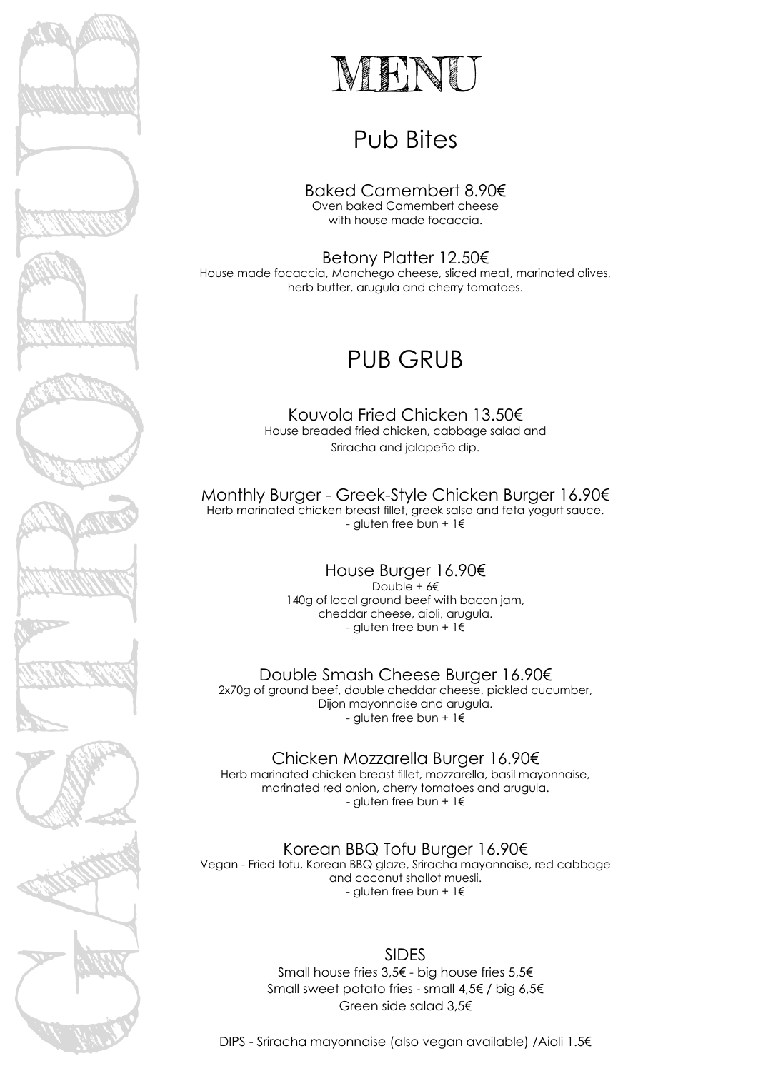# MENU

## Pub Bites

### Baked Camembert 8.90€

Oven baked Camembert cheese
with house made focaccia.

### Betony Platter 12.50€

House made focaccia, Manchego cheese, sliced meat, marinated olives,
herb butter, arugula and cherry tomatoes.

## PUB GRUB

### Kouvola Fried Chicken 13.50€

House breaded fried chicken, cabbage salad and
Sriracha and jalapeño dip.

### Monthly Burger - Greek-Style Chicken Burger 16.90€

Herb marinated chicken breast fillet, greek salsa and feta yogurt sauce.
- gluten free bun + 1€

### House Burger 16.90€

Double + 6€
140g of local ground beef with bacon jam,
cheddar cheese, aioli, arugula.
- gluten free bun + 1€

### Double Smash Cheese Burger 16.90€

2x70g of ground beef, double cheddar cheese, pickled cucumber,
Dijon mayonnaise and arugula.
- gluten free bun + 1€

### Chicken Mozzarella Burger 16.90€

Herb marinated chicken breast fillet, mozzarella, basil mayonnaise,
marinated red onion, cherry tomatoes and arugula.
- gluten free bun + 1€

### Korean BBQ Tofu Burger 16.90€

Vegan - Fried tofu, Korean BBQ glaze, Sriracha mayonnaise, red cabbage
and coconut shallot muesli.
- gluten free bun + 1€

### SIDES

Small house fries 3,5€ - big house fries 5,5€
Small sweet potato fries - small 4,5€ / big 6,5€
Green side salad 3,5€

DIPS - Sriracha mayonnaise (also vegan available) /Aioli 1.5€

GASTROPUB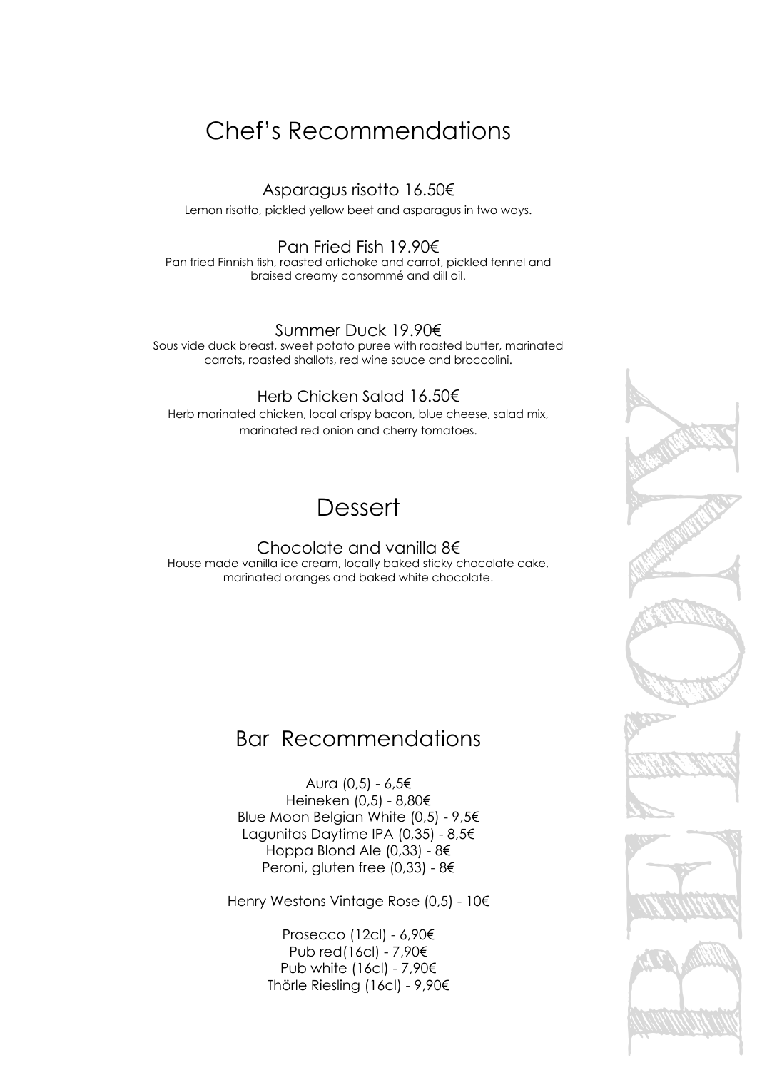# Chef's Recommendations

### Asparagus risotto 16.50€

Lemon risotto, pickled yellow beet and asparagus in two ways.

### Pan Fried Fish 19.90€

Pan fried Finnish fish, roasted artichoke and carrot, pickled fennel and braised creamy consommé and dill oil.

### Summer Duck 19.90€

Sous vide duck breast, sweet potato puree with roasted butter, marinated carrots, roasted shallots, red wine sauce and broccolini.

### Herb Chicken Salad 16.50€

Herb marinated chicken, local crispy bacon, blue cheese, salad mix, marinated red onion and cherry tomatoes.

# Dessert

### Chocolate and vanilla 8€

House made vanilla ice cream, locally baked sticky chocolate cake, marinated oranges and baked white chocolate.

# Bar Recommendations

Aura (0,5) - 6,5€
Heineken (0,5) - 8,80€
Blue Moon Belgian White (0,5) - 9,5€
Lagunitas Daytime IPA (0,35) - 8,5€
Hoppa Blond Ale (0,33) - 8€
Peroni, gluten free (0,33) - 8€

Henry Westons Vintage Rose (0,5) - 10€

Prosecco (12cl) - 6,90€
Pub red(16cl) - 7,90€
Pub white (16cl) - 7,90€
Thörle Riesling (16cl) - 9,90€

BETONY